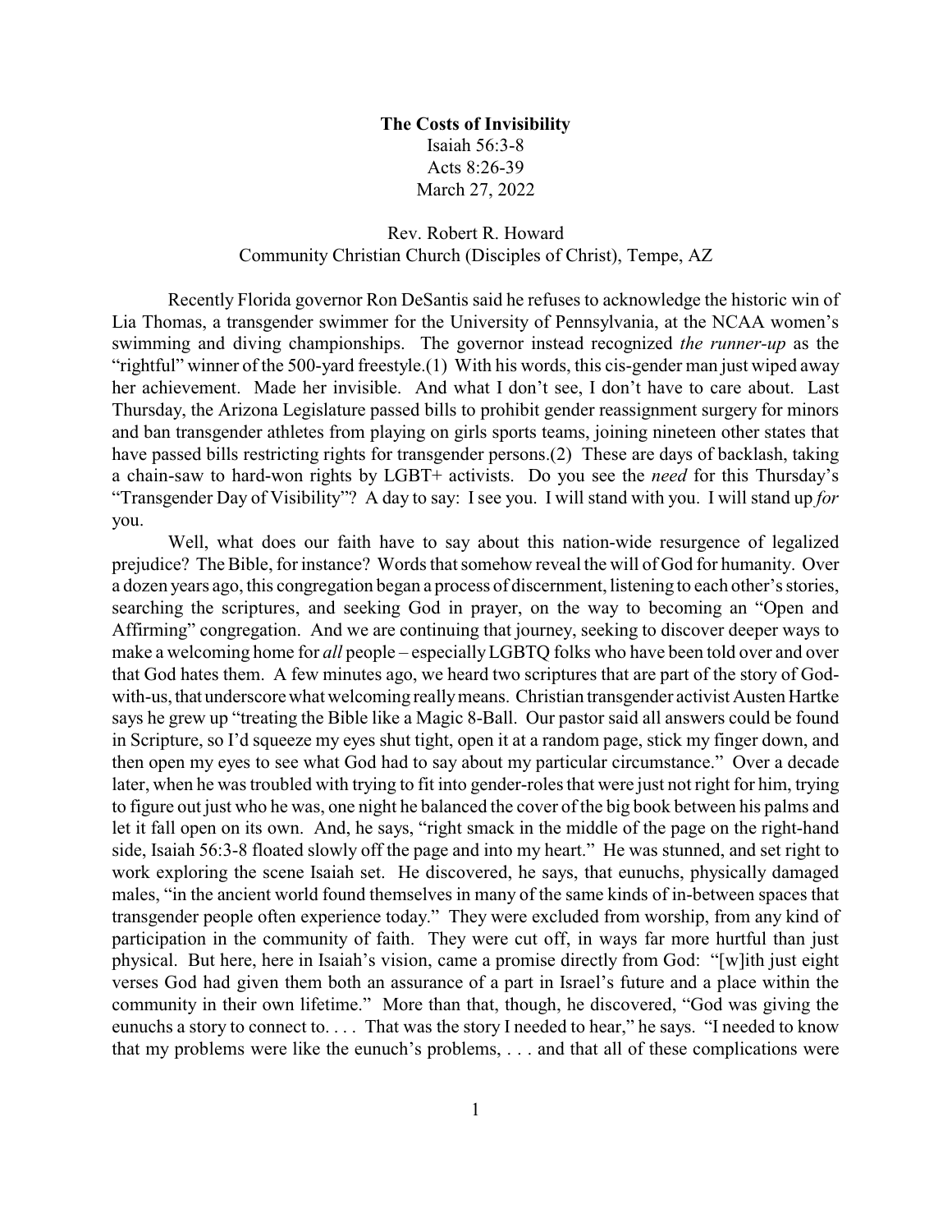**The Costs of Invisibility**

Isaiah 56:3-8

Acts 8:26-39

March 27, 2022

Rev. Robert R. Howard

Community Christian Church (Disciples of Christ), Tempe, AZ

Recently Florida governor Ron DeSantis said he refuses to acknowledge the historic win of Lia Thomas, a transgender swimmer for the University of Pennsylvania, at the NCAA women's swimming and diving championships. The governor instead recognized *the runner-up* as the "rightful" winner of the 500-yard freestyle.(1) With his words, this cis-gender man just wiped away her achievement. Made her invisible. And what I don't see, I don't have to care about. Last Thursday, the Arizona Legislature passed bills to prohibit gender reassignment surgery for minors and ban transgender athletes from playing on girls sports teams, joining nineteen other states that have passed bills restricting rights for transgender persons.(2) These are days of backlash, taking a chain-saw to hard-won rights by LGBT+ activists. Do you see the *need* for this Thursday's "Transgender Day of Visibility"? A day to say: I see you. I will stand with you. I will stand up *for* you.

Well, what does our faith have to say about this nation-wide resurgence of legalized prejudice? The Bible, for instance? Words that somehow reveal the will of God for humanity. Over a dozen years ago, this congregation began a process of discernment, listening to each other's stories, searching the scriptures, and seeking God in prayer, on the way to becoming an "Open and Affirming" congregation. And we are continuing that journey, seeking to discover deeper ways to make a welcoming home for *all* people – especially LGBTQ folks who have been told over and over that God hates them. A few minutes ago, we heard two scriptures that are part of the story of God-with-us, that underscore what welcoming really means. Christian transgender activist Austen Hartke says he grew up "treating the Bible like a Magic 8-Ball. Our pastor said all answers could be found in Scripture, so I'd squeeze my eyes shut tight, open it at a random page, stick my finger down, and then open my eyes to see what God had to say about my particular circumstance." Over a decade later, when he was troubled with trying to fit into gender-roles that were just not right for him, trying to figure out just who he was, one night he balanced the cover of the big book between his palms and let it fall open on its own. And, he says, "right smack in the middle of the page on the right-hand side, Isaiah 56:3-8 floated slowly off the page and into my heart." He was stunned, and set right to work exploring the scene Isaiah set. He discovered, he says, that eunuchs, physically damaged males, "in the ancient world found themselves in many of the same kinds of in-between spaces that transgender people often experience today." They were excluded from worship, from any kind of participation in the community of faith. They were cut off, in ways far more hurtful than just physical. But here, here in Isaiah's vision, came a promise directly from God: "[w]ith just eight verses God had given them both an assurance of a part in Israel's future and a place within the community in their own lifetime." More than that, though, he discovered, "God was giving the eunuchs a story to connect to. . . . That was the story I needed to hear," he says. "I needed to know that my problems were like the eunuch's problems, . . . and that all of these complications were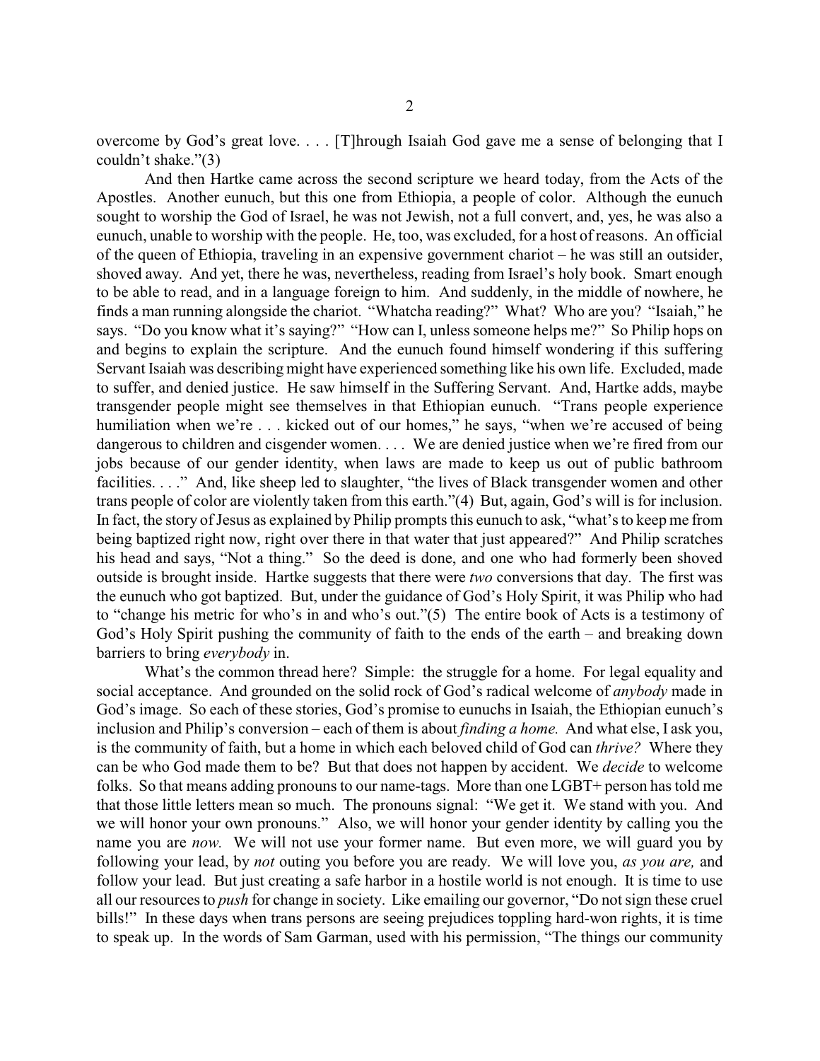overcome by God's great love. . . . [T]hrough Isaiah God gave me a sense of belonging that I couldn't shake."(3)

And then Hartke came across the second scripture we heard today, from the Acts of the Apostles. Another eunuch, but this one from Ethiopia, a people of color. Although the eunuch sought to worship the God of Israel, he was not Jewish, not a full convert, and, yes, he was also a eunuch, unable to worship with the people. He, too, was excluded, for a host of reasons. An official of the queen of Ethiopia, traveling in an expensive government chariot – he was still an outsider, shoved away. And yet, there he was, nevertheless, reading from Israel's holy book. Smart enough to be able to read, and in a language foreign to him. And suddenly, in the middle of nowhere, he finds a man running alongside the chariot. "Whatcha reading?" What? Who are you? "Isaiah," he says. "Do you know what it's saying?" "How can I, unless someone helps me?" So Philip hops on and begins to explain the scripture. And the eunuch found himself wondering if this suffering Servant Isaiah was describing might have experienced something like his own life. Excluded, made to suffer, and denied justice. He saw himself in the Suffering Servant. And, Hartke adds, maybe transgender people might see themselves in that Ethiopian eunuch. "Trans people experience humiliation when we're . . . kicked out of our homes," he says, "when we're accused of being dangerous to children and cisgender women. . . . We are denied justice when we're fired from our jobs because of our gender identity, when laws are made to keep us out of public bathroom facilities. . . ." And, like sheep led to slaughter, "the lives of Black transgender women and other trans people of color are violently taken from this earth."(4) But, again, God's will is for inclusion. In fact, the story of Jesus as explained by Philip prompts this eunuch to ask, "what's to keep me from being baptized right now, right over there in that water that just appeared?" And Philip scratches his head and says, "Not a thing." So the deed is done, and one who had formerly been shoved outside is brought inside. Hartke suggests that there were *two* conversions that day. The first was the eunuch who got baptized. But, under the guidance of God's Holy Spirit, it was Philip who had to "change his metric for who's in and who's out."(5) The entire book of Acts is a testimony of God's Holy Spirit pushing the community of faith to the ends of the earth – and breaking down barriers to bring *everybody* in.

What's the common thread here? Simple: the struggle for a home. For legal equality and social acceptance. And grounded on the solid rock of God's radical welcome of *anybody* made in God's image. So each of these stories, God's promise to eunuchs in Isaiah, the Ethiopian eunuch's inclusion and Philip's conversion – each of them is about *finding a home.* And what else, I ask you, is the community of faith, but a home in which each beloved child of God can *thrive?* Where they can be who God made them to be? But that does not happen by accident. We *decide* to welcome folks. So that means adding pronouns to our name-tags. More than one LGBT+ person has told me that those little letters mean so much. The pronouns signal: "We get it. We stand with you. And we will honor your own pronouns." Also, we will honor your gender identity by calling you the name you are *now.* We will not use your former name. But even more, we will guard you by following your lead, by *not* outing you before you are ready. We will love you, *as you are,* and follow your lead. But just creating a safe harbor in a hostile world is not enough. It is time to use all our resources to *push* for change in society. Like emailing our governor, "Do not sign these cruel bills!" In these days when trans persons are seeing prejudices toppling hard-won rights, it is time to speak up. In the words of Sam Garman, used with his permission, "The things our community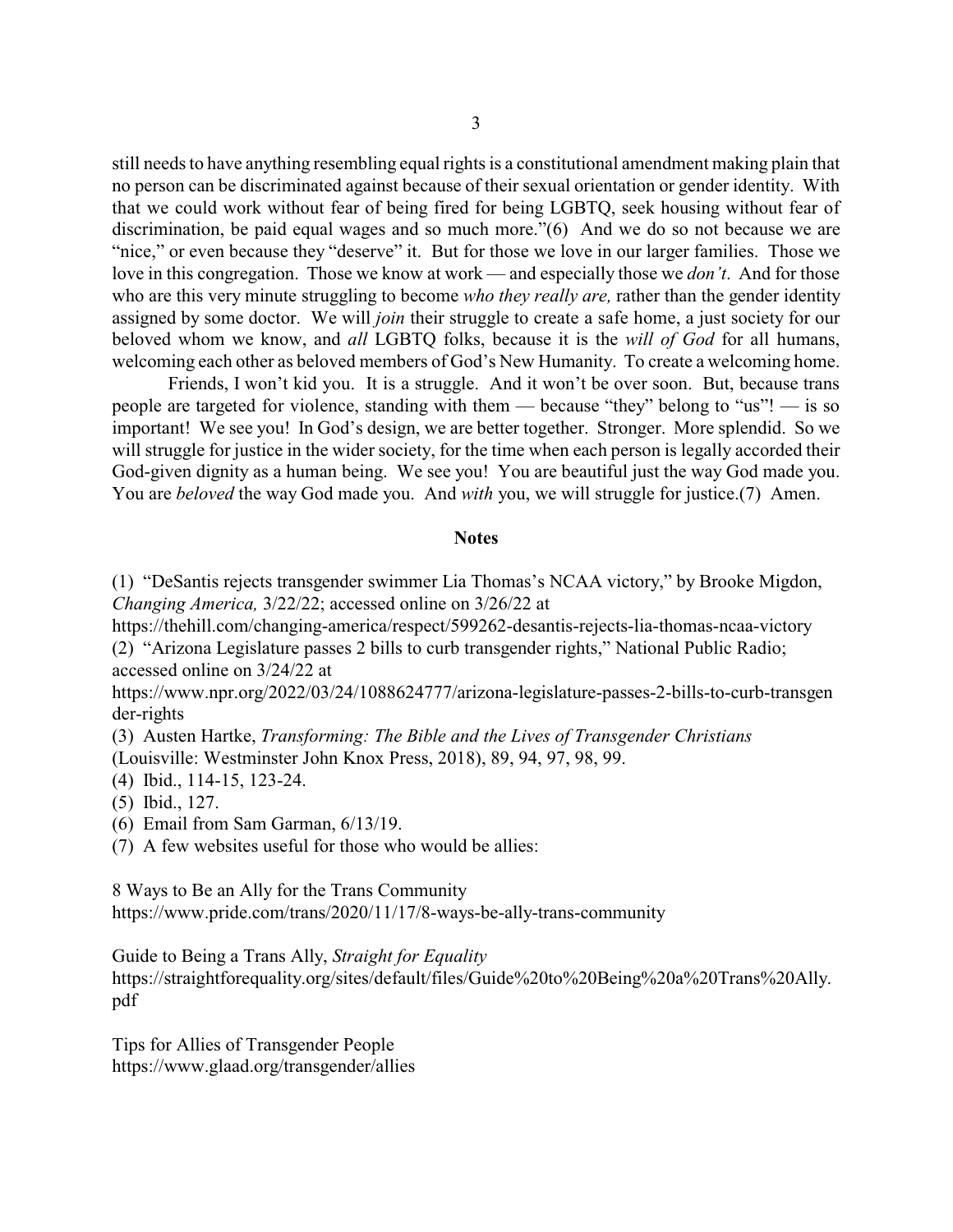still needs to have anything resembling equal rights is a constitutional amendment making plain that no person can be discriminated against because of their sexual orientation or gender identity. With that we could work without fear of being fired for being LGBTQ, seek housing without fear of discrimination, be paid equal wages and so much more."(6) And we do so not because we are "nice," or even because they "deserve" it. But for those we love in our larger families. Those we love in this congregation. Those we know at work — and especially those we *don't*. And for those who are this very minute struggling to become *who they really are,* rather than the gender identity assigned by some doctor. We will *join* their struggle to create a safe home, a just society for our beloved whom we know, and *all* LGBTQ folks, because it is the *will of God* for all humans, welcoming each other as beloved members of God's New Humanity. To create a welcoming home.

Friends, I won't kid you. It is a struggle. And it won't be over soon. But, because trans people are targeted for violence, standing with them — because "they" belong to "us"! — is so important! We see you! In God's design, we are better together. Stronger. More splendid. So we will struggle for justice in the wider society, for the time when each person is legally accorded their God-given dignity as a human being. We see you! You are beautiful just the way God made you. You are *beloved* the way God made you. And *with* you, we will struggle for justice.(7) Amen.

## Notes

(1) "DeSantis rejects transgender swimmer Lia Thomas's NCAA victory," by Brooke Migdon, *Changing America,* 3/22/22; accessed online on 3/26/22 at https://thehill.com/changing-america/respect/599262-desantis-rejects-lia-thomas-ncaa-victory

(2) "Arizona Legislature passes 2 bills to curb transgender rights," National Public Radio; accessed online on 3/24/22 at https://www.npr.org/2022/03/24/1088624777/arizona-legislature-passes-2-bills-to-curb-transgender-rights

(3) Austen Hartke, *Transforming: The Bible and the Lives of Transgender Christians* (Louisville: Westminster John Knox Press, 2018), 89, 94, 97, 98, 99.

(4) Ibid., 114-15, 123-24.

(5) Ibid., 127.

(6) Email from Sam Garman, 6/13/19.

(7) A few websites useful for those who would be allies:

8 Ways to Be an Ally for the Trans Community
https://www.pride.com/trans/2020/11/17/8-ways-be-ally-trans-community

Guide to Being a Trans Ally, *Straight for Equality*
https://straightforequality.org/sites/default/files/Guide%20to%20Being%20a%20Trans%20Ally.pdf

Tips for Allies of Transgender People
https://www.glaad.org/transgender/allies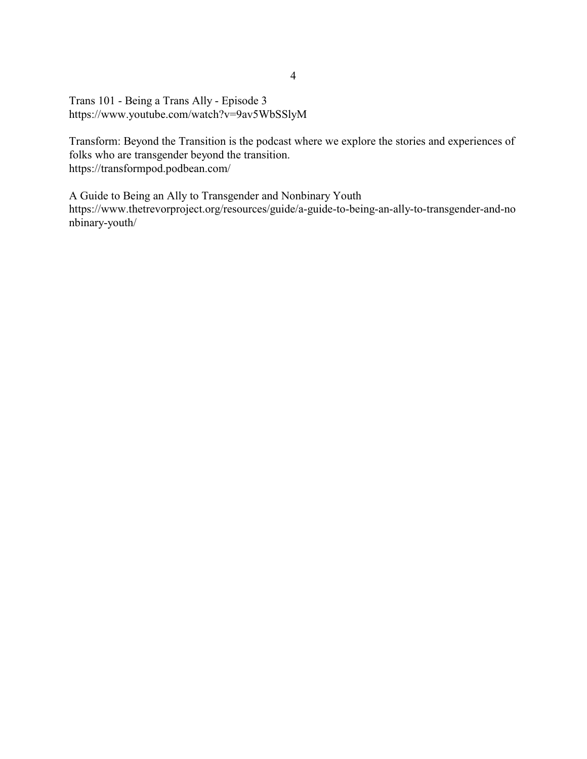Trans 101 - Being a Trans Ally - Episode 3
https://www.youtube.com/watch?v=9av5WbSSlyM

Transform: Beyond the Transition is the podcast where we explore the stories and experiences of folks who are transgender beyond the transition.
https://transformpod.podbean.com/

A Guide to Being an Ally to Transgender and Nonbinary Youth
https://www.thetrevorproject.org/resources/guide/a-guide-to-being-an-ally-to-transgender-and-nonbinary-youth/